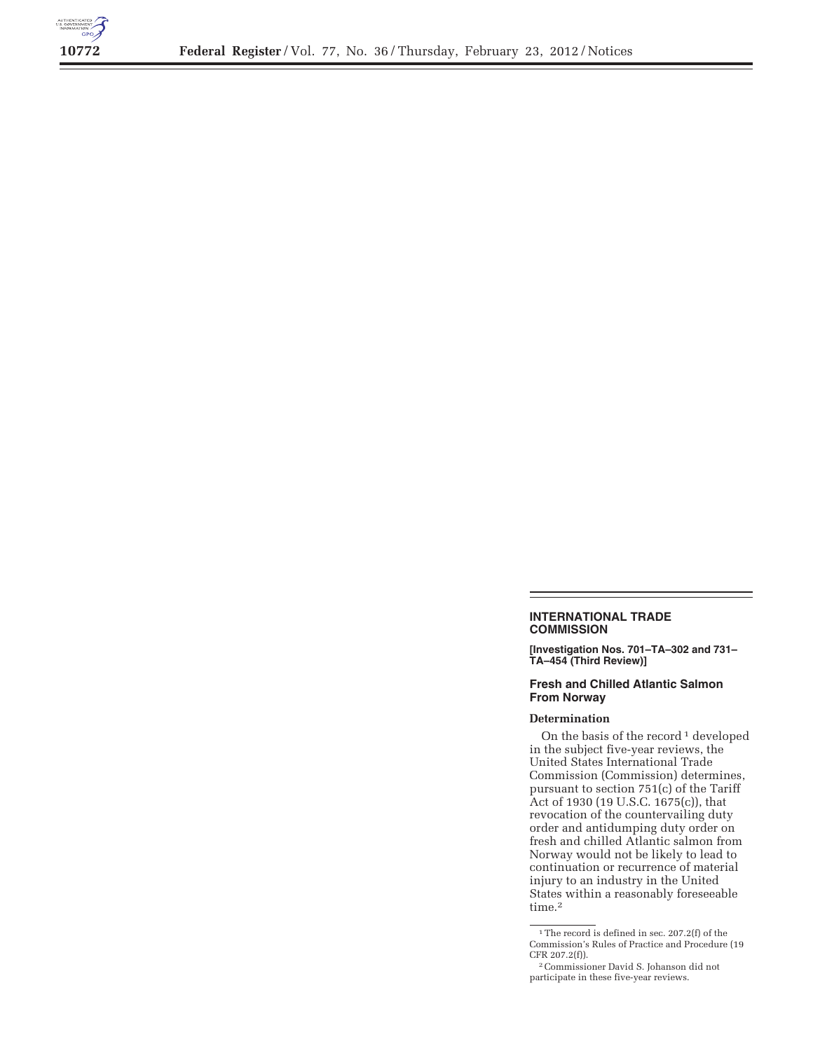## INTERNATIONAL TRADE COMMISSION

**[Investigation Nos. 701–TA–302 and 731–TA–454 (Third Review)]**

### Fresh and Chilled Atlantic Salmon From Norway

**Determination**

On the basis of the record[1] developed in the subject five-year reviews, the United States International Trade Commission (Commission) determines, pursuant to section 751(c) of the Tariff Act of 1930 (19 U.S.C. 1675(c)), that revocation of the countervailing duty order and antidumping duty order on fresh and chilled Atlantic salmon from Norway would not be likely to lead to continuation or recurrence of material injury to an industry in the United States within a reasonably foreseeable time.[2]

---

[1] The record is defined in sec. 207.2(f) of the Commission's Rules of Practice and Procedure (19 CFR 207.2(f)).

[2] Commissioner David S. Johanson did not participate in these five-year reviews.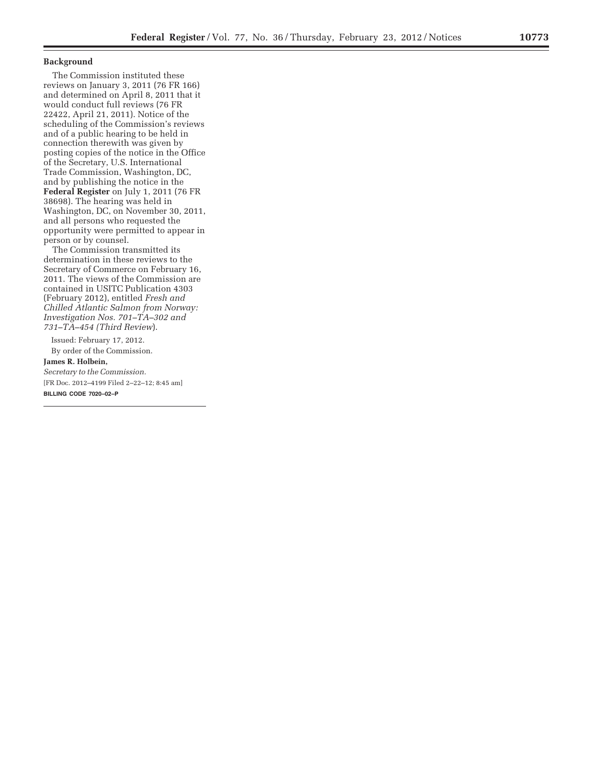## Background

The Commission instituted these reviews on January 3, 2011 (76 FR 166) and determined on April 8, 2011 that it would conduct full reviews (76 FR 22422, April 21, 2011). Notice of the scheduling of the Commission's reviews and of a public hearing to be held in connection therewith was given by posting copies of the notice in the Office of the Secretary, U.S. International Trade Commission, Washington, DC, and by publishing the notice in the **Federal Register** on July 1, 2011 (76 FR 38698). The hearing was held in Washington, DC, on November 30, 2011, and all persons who requested the opportunity were permitted to appear in person or by counsel.

The Commission transmitted its determination in these reviews to the Secretary of Commerce on February 16, 2011. The views of the Commission are contained in USITC Publication 4303 (February 2012), entitled *Fresh and Chilled Atlantic Salmon from Norway: Investigation Nos. 701–TA–302 and 731–TA–454 (Third Review)*.

Issued: February 17, 2012.

By order of the Commission.

**James R. Holbein,**

*Secretary to the Commission.*

[FR Doc. 2012–4199 Filed 2–22–12; 8:45 am]

**BILLING CODE 7020–02–P**